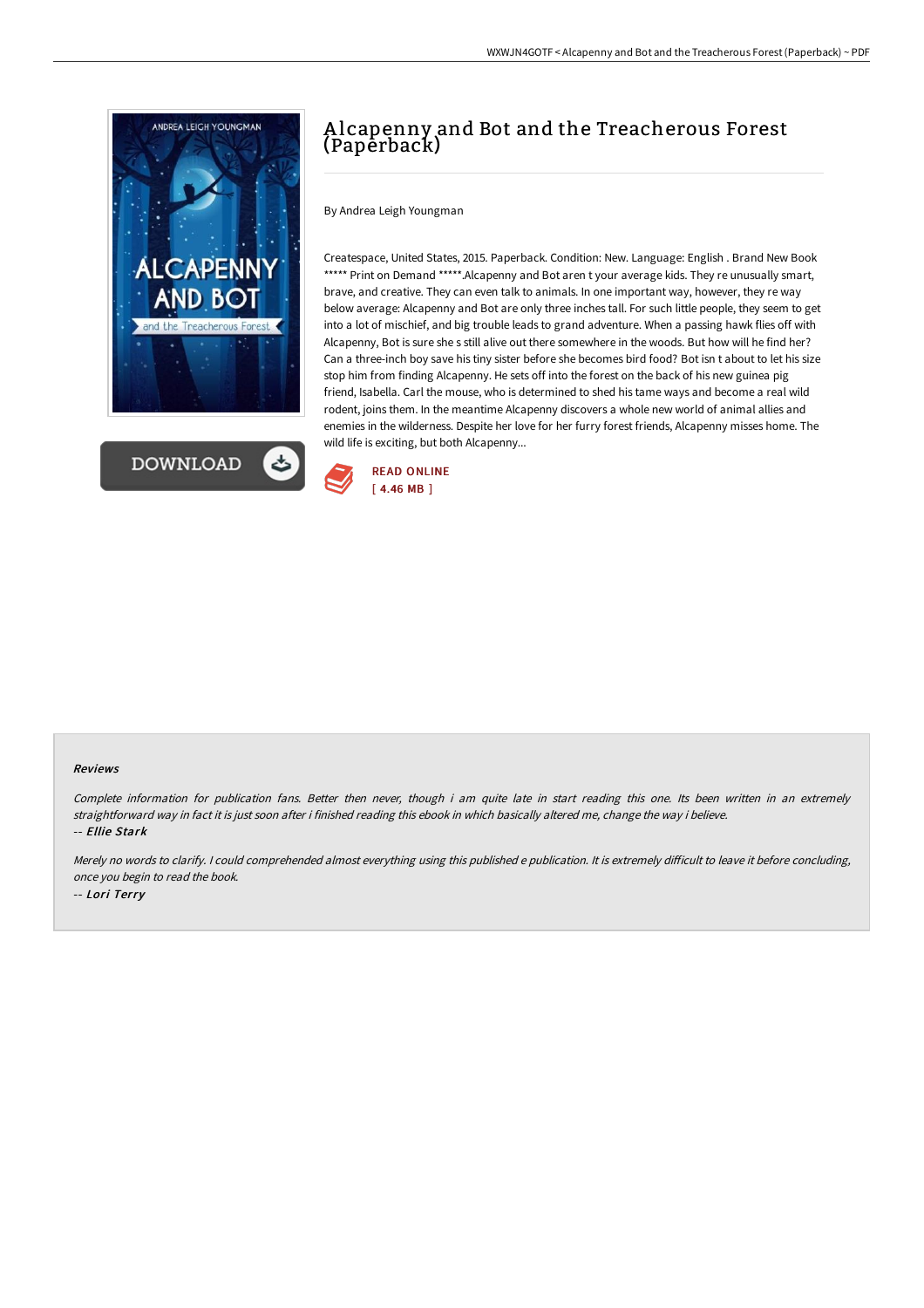# Alcapenny and Bot and the Treacherous Forest (Paperback)

By Andrea Leigh Youngman

Createspace, United States, 2015. Paperback. Condition: New. Language: English . Brand New Book ***** Print on Demand *****.Alcapenny and Bot aren t your average kids. They re unusually smart, brave, and creative. They can even talk to animals. In one important way, however, they re way below average: Alcapenny and Bot are only three inches tall. For such little people, they seem to get into a lot of mischief, and big trouble leads to grand adventure. When a passing hawk flies off with Alcapenny, Bot is sure she s still alive out there somewhere in the woods. But how will he find her? Can a three-inch boy save his tiny sister before she becomes bird food? Bot isn t about to let his size stop him from finding Alcapenny. He sets off into the forest on the back of his new guinea pig friend, Isabella. Carl the mouse, who is determined to shed his tame ways and become a real wild rodent, joins them. In the meantime Alcapenny discovers a whole new world of animal allies and enemies in the wilderness. Despite her love for her furry forest friends, Alcapenny misses home. The wild life is exciting, but both Alcapenny...

READ ONLINE
[ 4.46 MB ]

### Reviews

*Complete information for publication fans. Better then never, though i am quite late in start reading this one. Its been written in an extremely straightforward way in fact it is just soon after i finished reading this ebook in which basically altered me, change the way i believe.*

-- ***Ellie Stark***

*Merely no words to clarify. I could comprehended almost everything using this published e publication. It is extremely difficult to leave it before concluding, once you begin to read the book.*

-- ***Lori Terry***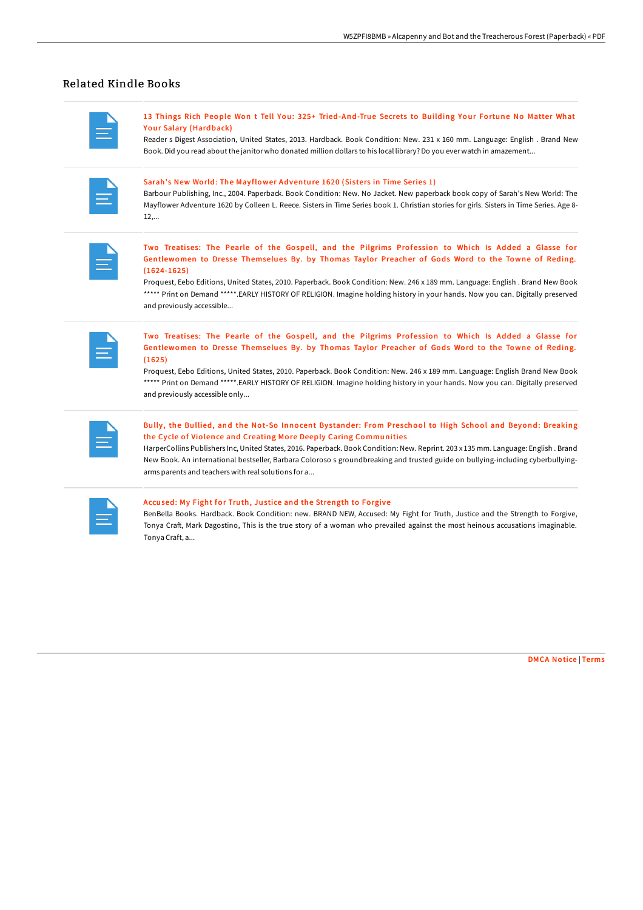## Related Kindle Books

**13 Things Rich People Won t Tell You: 325+ Tried-And-True Secrets to Building Your Fortune No Matter What Your Salary (Hardback)**

Reader s Digest Association, United States, 2013. Hardback. Book Condition: New. 231 x 160 mm. Language: English . Brand New Book. Did you read about the janitor who donated million dollars to his local library? Do you ever watch in amazement...

**Sarah's New World: The Mayflower Adventure 1620 (Sisters in Time Series 1)**

Barbour Publishing, Inc., 2004. Paperback. Book Condition: New. No Jacket. New paperback book copy of Sarah's New World: The Mayflower Adventure 1620 by Colleen L. Reece. Sisters in Time Series book 1. Christian stories for girls. Sisters in Time Series. Age 8-12,...

**Two Treatises: The Pearle of the Gospell, and the Pilgrims Profession to Which Is Added a Glasse for Gentlewomen to Dresse Themselues By. by Thomas Taylor Preacher of Gods Word to the Towne of Reding. (1624-1625)**

Proquest, Eebo Editions, United States, 2010. Paperback. Book Condition: New. 246 x 189 mm. Language: English . Brand New Book ***** Print on Demand *****.EARLY HISTORY OF RELIGION. Imagine holding history in your hands. Now you can. Digitally preserved and previously accessible...

**Two Treatises: The Pearle of the Gospell, and the Pilgrims Profession to Which Is Added a Glasse for Gentlewomen to Dresse Themselues By. by Thomas Taylor Preacher of Gods Word to the Towne of Reding. (1625)**

Proquest, Eebo Editions, United States, 2010. Paperback. Book Condition: New. 246 x 189 mm. Language: English Brand New Book ***** Print on Demand *****.EARLY HISTORY OF RELIGION. Imagine holding history in your hands. Now you can. Digitally preserved and previously accessible only...

**Bully, the Bullied, and the Not-So Innocent Bystander: From Preschool to High School and Beyond: Breaking the Cycle of Violence and Creating More Deeply Caring Communities**

HarperCollins Publishers Inc, United States, 2016. Paperback. Book Condition: New. Reprint. 203 x 135 mm. Language: English . Brand New Book. An international bestseller, Barbara Coloroso s groundbreaking and trusted guide on bullying-including cyberbullying-arms parents and teachers with real solutions for a...

**Accused: My Fight for Truth, Justice and the Strength to Forgive**

BenBella Books. Hardback. Book Condition: new. BRAND NEW, Accused: My Fight for Truth, Justice and the Strength to Forgive, Tonya Craft, Mark Dagostino, This is the true story of a woman who prevailed against the most heinous accusations imaginable. Tonya Craft, a...